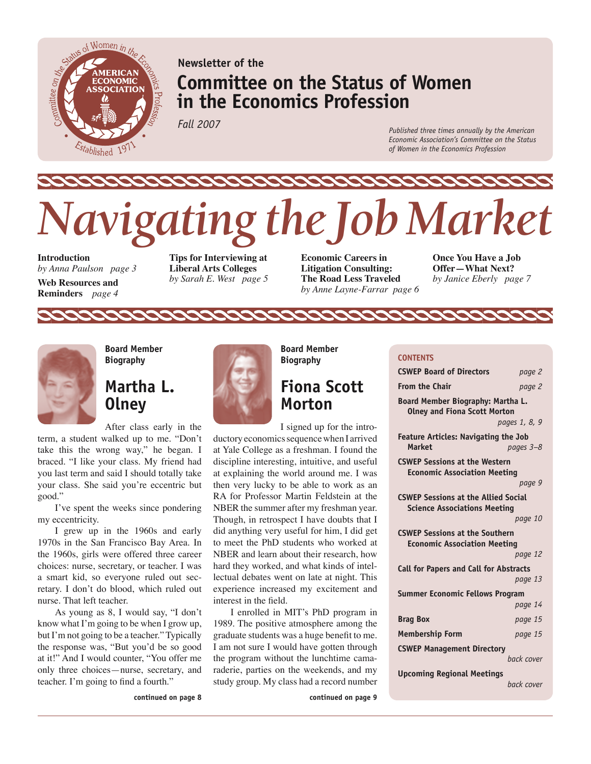Newsletter of the

# Committee on the Status of Women in the Economics Profession

*Fall 2007*

*Published three times annually by the American Economic Association's Committee on the Status of Women in the Economics Profession*

# *Navigating the Job Market*

**Introduction**
*by Anna Paulson page 3*

**Web Resources and Reminders** *page 4*

**Tips for Interviewing at Liberal Arts Colleges**
*by Sarah E. West page 5*

**Economic Careers in Litigation Consulting: The Road Less Traveled**
*by Anne Layne-Farrar page 6*

**Once You Have a Job Offer—What Next?**
*by Janice Eberly page 7*

---

**Board Member Biography**

## Martha L. Olney

After class early in the term, a student walked up to me. "Don't take this the wrong way," he began. I braced. "I like your class. My friend had you last term and said I should totally take your class. She said you're eccentric but good."

I've spent the weeks since pondering my eccentricity.

I grew up in the 1960s and early 1970s in the San Francisco Bay Area. In the 1960s, girls were offered three career choices: nurse, secretary, or teacher. I was a smart kid, so everyone ruled out secretary. I don't do blood, which ruled out nurse. That left teacher.

As young as 8, I would say, "I don't know what I'm going to be when I grow up, but I'm not going to be a teacher." Typically the response was, "But you'd be so good at it!" And I would counter, "You offer me only three choices—nurse, secretary, and teacher. I'm going to find a fourth."

**continued on page 8**

**Board Member Biography**

## Fiona Scott Morton

I signed up for the introductory economics sequence when I arrived at Yale College as a freshman. I found the discipline interesting, intuitive, and useful at explaining the world around me. I was then very lucky to be able to work as an RA for Professor Martin Feldstein at the NBER the summer after my freshman year. Though, in retrospect I have doubts that I did anything very useful for him, I did get to meet the PhD students who worked at NBER and learn about their research, how hard they worked, and what kinds of intellectual debates went on late at night. This experience increased my excitement and interest in the field.

I enrolled in MIT's PhD program in 1989. The positive atmosphere among the graduate students was a huge benefit to me. I am not sure I would have gotten through the program without the lunchtime camaraderie, parties on the weekends, and my study group. My class had a record number

**continued on page 9**

### CONTENTS

| | |
|---|---|
| **CSWEP Board of Directors** | *page 2* |
| **From the Chair** | *page 2* |
| **Board Member Biography: Martha L. Olney and Fiona Scott Morton** | *pages 1, 8, 9* |
| **Feature Articles: Navigating the Job Market** | *pages 3–8* |
| **CSWEP Sessions at the Western Economic Association Meeting** | *page 9* |
| **CSWEP Sessions at the Allied Social Science Associations Meeting** | *page 10* |
| **CSWEP Sessions at the Southern Economic Association Meeting** | *page 12* |
| **Call for Papers and Call for Abstracts** | *page 13* |
| **Summer Economic Fellows Program** | *page 14* |
| **Brag Box** | *page 15* |
| **Membership Form** | *page 15* |
| **CSWEP Management Directory** | *back cover* |
| **Upcoming Regional Meetings** | *back cover* |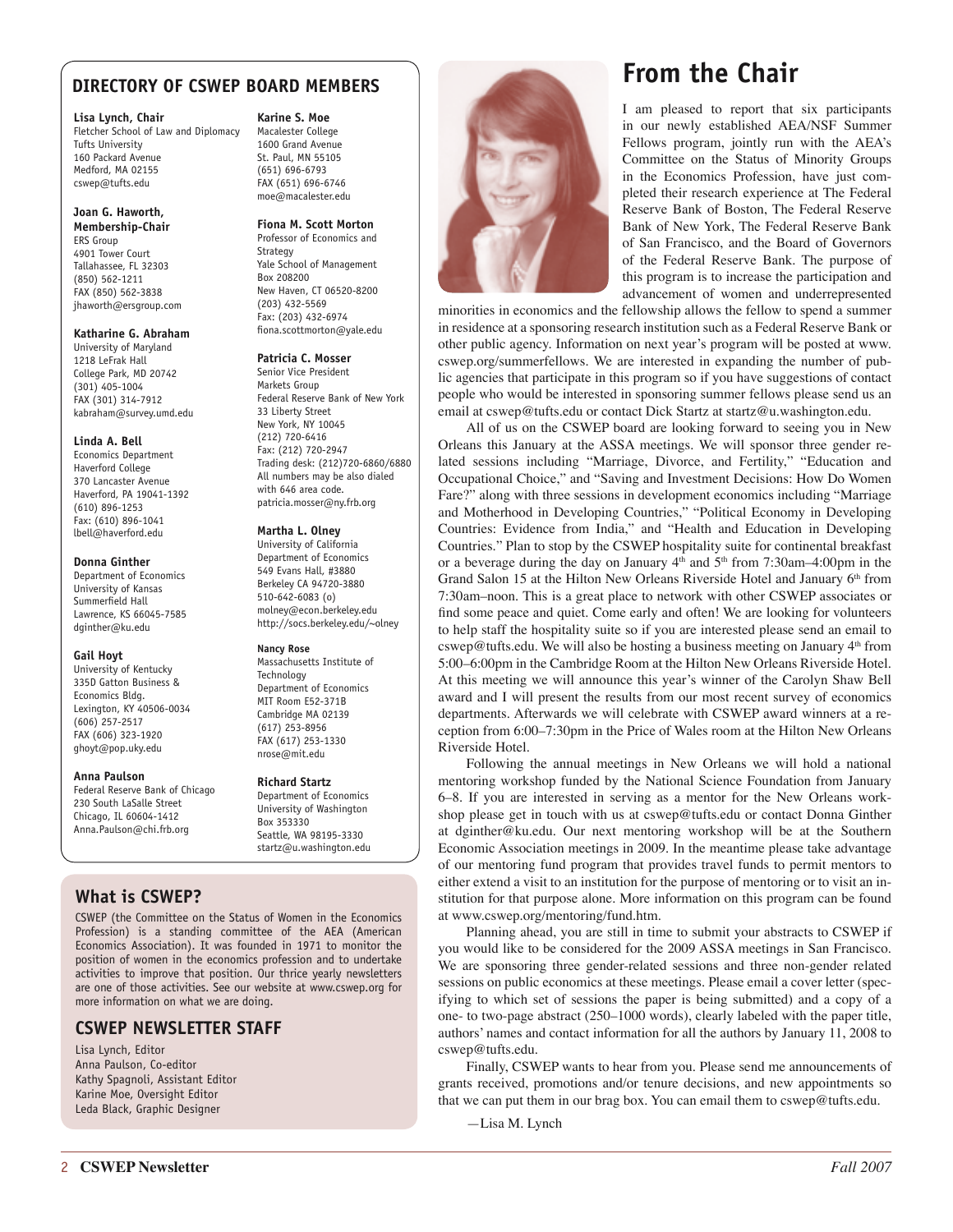## DIRECTORY OF CSWEP BOARD MEMBERS

**Lisa Lynch, Chair**
Fletcher School of Law and Diplomacy
Tufts University
160 Packard Avenue
Medford, MA 02155
cswep@tufts.edu

**Joan G. Haworth, Membership-Chair**
ERS Group
4901 Tower Court
Tallahassee, FL 32303
(850) 562-1211
FAX (850) 562-3838
jhaworth@ersgroup.com

**Katharine G. Abraham**
University of Maryland
1218 LeFrak Hall
College Park, MD 20742
(301) 405-1004
FAX (301) 314-7912
kabraham@survey.umd.edu

**Linda A. Bell**
Economics Department
Haverford College
370 Lancaster Avenue
Haverford, PA 19041-1392
(610) 896-1253
Fax: (610) 896-1041
lbell@haverford.edu

**Donna Ginther**
Department of Economics
University of Kansas
Summerfield Hall
Lawrence, KS 66045-7585
dginther@ku.edu

**Gail Hoyt**
University of Kentucky
335D Gatton Business & Economics Bldg.
Lexington, KY 40506-0034
(606) 257-2517
FAX (606) 323-1920
ghoyt@pop.uky.edu

**Anna Paulson**
Federal Reserve Bank of Chicago
230 South LaSalle Street
Chicago, IL 60604-1412
Anna.Paulson@chi.frb.org

**Karine S. Moe**
Macalester College
1600 Grand Avenue
St. Paul, MN 55105
(651) 696-6793
FAX (651) 696-6746
moe@macalester.edu

**Fiona M. Scott Morton**
Professor of Economics and Strategy
Yale School of Management
Box 208200
New Haven, CT 06520-8200
(203) 432-5569
Fax: (203) 432-6974
fiona.scottmorton@yale.edu

**Patricia C. Mosser**
Senior Vice President
Markets Group
Federal Reserve Bank of New York
33 Liberty Street
New York, NY 10045
(212) 720-6416
Fax: (212) 720-2947
Trading desk: (212)720-6860/6880
All numbers may be also dialed with 646 area code.
patricia.mosser@ny.frb.org

**Martha L. Olney**
University of California
Department of Economics
549 Evans Hall, #3880
Berkeley CA 94720-3880
510-642-6083 (o)
molney@econ.berkeley.edu
http://socs.berkeley.edu/~olney

**Nancy Rose**
Massachusetts Institute of Technology
Department of Economics
MIT Room E52-371B
Cambridge MA 02139
(617) 253-8956
FAX (617) 253-1330
nrose@mit.edu

**Richard Startz**
Department of Economics
University of Washington
Box 353330
Seattle, WA 98195-3330
startz@u.washington.edu

## What is CSWEP?

CSWEP (the Committee on the Status of Women in the Economics Profession) is a standing committee of the AEA (American Economics Association). It was founded in 1971 to monitor the position of women in the economics profession and to undertake activities to improve that position. Our thrice yearly newsletters are one of those activities. See our website at www.cswep.org for more information on what we are doing.

## CSWEP NEWSLETTER STAFF

Lisa Lynch, Editor
Anna Paulson, Co-editor
Kathy Spagnoli, Assistant Editor
Karine Moe, Oversight Editor
Leda Black, Graphic Designer

# From the Chair

I am pleased to report that six participants in our newly established AEA/NSF Summer Fellows program, jointly run with the AEA's Committee on the Status of Minority Groups in the Economics Profession, have just completed their research experience at The Federal Reserve Bank of Boston, The Federal Reserve Bank of New York, The Federal Reserve Bank of San Francisco, and the Board of Governors of the Federal Reserve Bank. The purpose of this program is to increase the participation and advancement of women and underrepresented minorities in economics and the fellowship allows the fellow to spend a summer in residence at a sponsoring research institution such as a Federal Reserve Bank or other public agency. Information on next year's program will be posted at www.cswep.org/summerfellows. We are interested in expanding the number of public agencies that participate in this program so if you have suggestions of contact people who would be interested in sponsoring summer fellows please send us an email at cswep@tufts.edu or contact Dick Startz at startz@u.washington.edu.

All of us on the CSWEP board are looking forward to seeing you in New Orleans this January at the ASSA meetings. We will sponsor three gender related sessions including "Marriage, Divorce, and Fertility," "Education and Occupational Choice," and "Saving and Investment Decisions: How Do Women Fare?" along with three sessions in development economics including "Marriage and Motherhood in Developing Countries," "Political Economy in Developing Countries: Evidence from India," and "Health and Education in Developing Countries." Plan to stop by the CSWEP hospitality suite for continental breakfast or a beverage during the day on January 4th and 5th from 7:30am–4:00pm in the Grand Salon 15 at the Hilton New Orleans Riverside Hotel and January 6th from 7:30am–noon. This is a great place to network with other CSWEP associates or find some peace and quiet. Come early and often! We are looking for volunteers to help staff the hospitality suite so if you are interested please send an email to cswep@tufts.edu. We will also be hosting a business meeting on January 4th from 5:00–6:00pm in the Cambridge Room at the Hilton New Orleans Riverside Hotel. At this meeting we will announce this year's winner of the Carolyn Shaw Bell award and I will present the results from our most recent survey of economics departments. Afterwards we will celebrate with CSWEP award winners at a reception from 6:00–7:30pm in the Price of Wales room at the Hilton New Orleans Riverside Hotel.

Following the annual meetings in New Orleans we will hold a national mentoring workshop funded by the National Science Foundation from January 6–8. If you are interested in serving as a mentor for the New Orleans workshop please get in touch with us at cswep@tufts.edu or contact Donna Ginther at dginther@ku.edu. Our next mentoring workshop will be at the Southern Economic Association meetings in 2009. In the meantime please take advantage of our mentoring fund program that provides travel funds to permit mentors to either extend a visit to an institution for the purpose of mentoring or to visit an institution for that purpose alone. More information on this program can be found at www.cswep.org/mentoring/fund.htm.

Planning ahead, you are still in time to submit your abstracts to CSWEP if you would like to be considered for the 2009 ASSA meetings in San Francisco. We are sponsoring three gender-related sessions and three non-gender related sessions on public economics at these meetings. Please email a cover letter (specifying to which set of sessions the paper is being submitted) and a copy of a one- to two-page abstract (250–1000 words), clearly labeled with the paper title, authors' names and contact information for all the authors by January 11, 2008 to cswep@tufts.edu.

Finally, CSWEP wants to hear from you. Please send me announcements of grants received, promotions and/or tenure decisions, and new appointments so that we can put them in our brag box. You can email them to cswep@tufts.edu.

—Lisa M. Lynch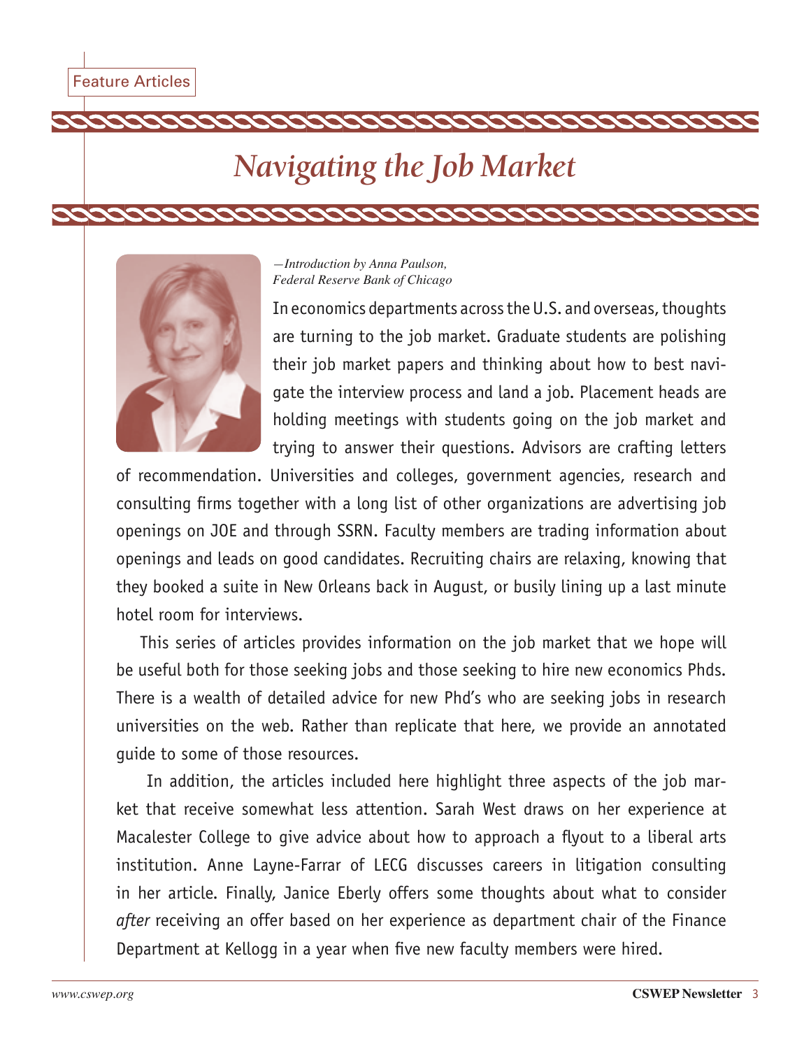Feature Articles

# *Navigating the Job Market*

*—Introduction by Anna Paulson, Federal Reserve Bank of Chicago*

In economics departments across the U.S. and overseas, thoughts are turning to the job market. Graduate students are polishing their job market papers and thinking about how to best navigate the interview process and land a job. Placement heads are holding meetings with students going on the job market and trying to answer their questions. Advisors are crafting letters of recommendation. Universities and colleges, government agencies, research and consulting firms together with a long list of other organizations are advertising job openings on JOE and through SSRN. Faculty members are trading information about openings and leads on good candidates. Recruiting chairs are relaxing, knowing that they booked a suite in New Orleans back in August, or busily lining up a last minute hotel room for interviews.

This series of articles provides information on the job market that we hope will be useful both for those seeking jobs and those seeking to hire new economics Phds. There is a wealth of detailed advice for new Phd's who are seeking jobs in research universities on the web. Rather than replicate that here, we provide an annotated guide to some of those resources.

In addition, the articles included here highlight three aspects of the job market that receive somewhat less attention. Sarah West draws on her experience at Macalester College to give advice about how to approach a flyout to a liberal arts institution. Anne Layne-Farrar of LECG discusses careers in litigation consulting in her article. Finally, Janice Eberly offers some thoughts about what to consider *after* receiving an offer based on her experience as department chair of the Finance Department at Kellogg in a year when five new faculty members were hired.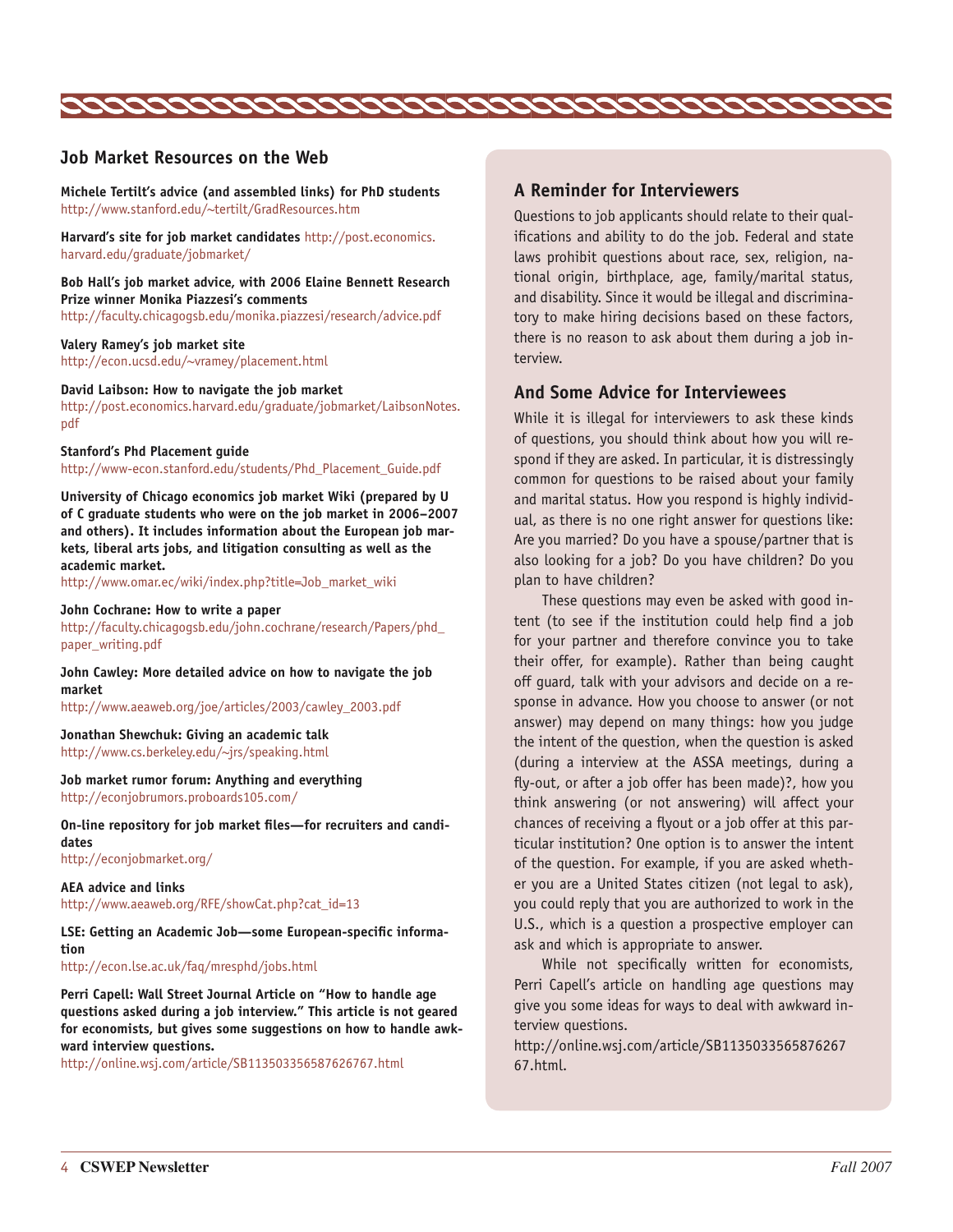## Job Market Resources on the Web

**Michele Tertilt's advice (and assembled links) for PhD students**
http://www.stanford.edu/~tertilt/GradResources.htm

**Harvard's site for job market candidates** http://post.economics.harvard.edu/graduate/jobmarket/

**Bob Hall's job market advice, with 2006 Elaine Bennett Research Prize winner Monika Piazzesi's comments**
http://faculty.chicagogsb.edu/monika.piazzesi/research/advice.pdf

**Valery Ramey's job market site**
http://econ.ucsd.edu/~vramey/placement.html

**David Laibson: How to navigate the job market**
http://post.economics.harvard.edu/graduate/jobmarket/LaibsonNotes.pdf

**Stanford's Phd Placement guide**
http://www-econ.stanford.edu/students/Phd_Placement_Guide.pdf

**University of Chicago economics job market Wiki (prepared by U of C graduate students who were on the job market in 2006–2007 and others). It includes information about the European job markets, liberal arts jobs, and litigation consulting as well as the academic market.**
http://www.omar.ec/wiki/index.php?title=Job_market_wiki

**John Cochrane: How to write a paper**
http://faculty.chicagogsb.edu/john.cochrane/research/Papers/phd_paper_writing.pdf

**John Cawley: More detailed advice on how to navigate the job market**
http://www.aeaweb.org/joe/articles/2003/cawley_2003.pdf

**Jonathan Shewchuk: Giving an academic talk**
http://www.cs.berkeley.edu/~jrs/speaking.html

**Job market rumor forum: Anything and everything**
http://econjobrumors.proboards105.com/

**On-line repository for job market files—for recruiters and candidates**
http://econjobmarket.org/

**AEA advice and links**
http://www.aeaweb.org/RFE/showCat.php?cat_id=13

**LSE: Getting an Academic Job—some European-specific information**
http://econ.lse.ac.uk/faq/mresphd/jobs.html

**Perri Capell: Wall Street Journal Article on "How to handle age questions asked during a job interview." This article is not geared for economists, but gives some suggestions on how to handle awkward interview questions.**
http://online.wsj.com/article/SB113503356587626767.html

### A Reminder for Interviewers

Questions to job applicants should relate to their qualifications and ability to do the job. Federal and state laws prohibit questions about race, sex, religion, national origin, birthplace, age, family/marital status, and disability. Since it would be illegal and discriminatory to make hiring decisions based on these factors, there is no reason to ask about them during a job interview.

### And Some Advice for Interviewees

While it is illegal for interviewers to ask these kinds of questions, you should think about how you will respond if they are asked. In particular, it is distressingly common for questions to be raised about your family and marital status. How you respond is highly individual, as there is no one right answer for questions like: Are you married? Do you have a spouse/partner that is also looking for a job? Do you have children? Do you plan to have children?

These questions may even be asked with good intent (to see if the institution could help find a job for your partner and therefore convince you to take their offer, for example). Rather than being caught off guard, talk with your advisors and decide on a response in advance. How you choose to answer (or not answer) may depend on many things: how you judge the intent of the question, when the question is asked (during a interview at the ASSA meetings, during a fly-out, or after a job offer has been made)?, how you think answering (or not answering) will affect your chances of receiving a flyout or a job offer at this particular institution? One option is to answer the intent of the question. For example, if you are asked whether you are a United States citizen (not legal to ask), you could reply that you are authorized to work in the U.S., which is a question a prospective employer can ask and which is appropriate to answer.

While not specifically written for economists, Perri Capell's article on handling age questions may give you some ideas for ways to deal with awkward interview questions.
http://online.wsj.com/article/SB113503356587626767.html.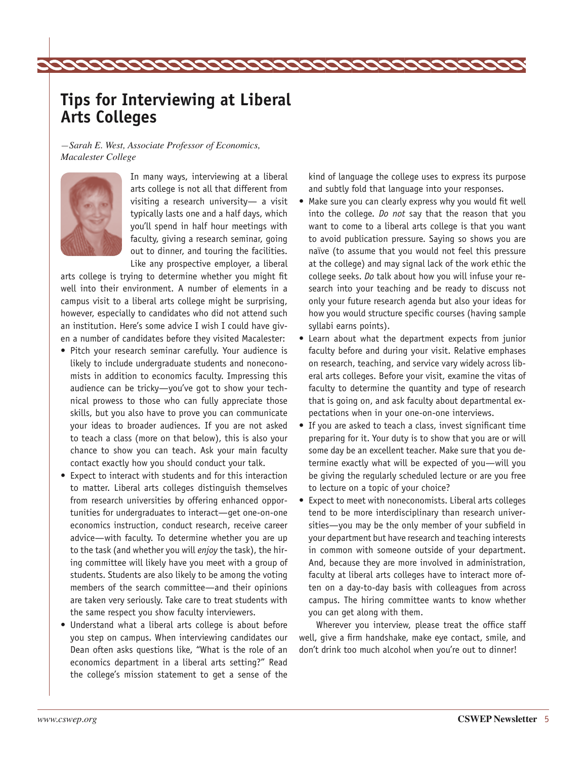# Tips for Interviewing at Liberal Arts Colleges

*—Sarah E. West, Associate Professor of Economics, Macalester College*

In many ways, interviewing at a liberal arts college is not all that different from visiting a research university— a visit typically lasts one and a half days, which you'll spend in half hour meetings with faculty, giving a research seminar, going out to dinner, and touring the facilities. Like any prospective employer, a liberal arts college is trying to determine whether you might fit well into their environment. A number of elements in a campus visit to a liberal arts college might be surprising, however, especially to candidates who did not attend such an institution. Here's some advice I wish I could have given a number of candidates before they visited Macalester:

- Pitch your research seminar carefully. Your audience is likely to include undergraduate students and noneconomists in addition to economics faculty. Impressing this audience can be tricky—you've got to show your technical prowess to those who can fully appreciate those skills, but you also have to prove you can communicate your ideas to broader audiences. If you are not asked to teach a class (more on that below), this is also your chance to show you can teach. Ask your main faculty contact exactly how you should conduct your talk.
- Expect to interact with students and for this interaction to matter. Liberal arts colleges distinguish themselves from research universities by offering enhanced opportunities for undergraduates to interact—get one-on-one economics instruction, conduct research, receive career advice—with faculty. To determine whether you are up to the task (and whether you will *enjoy* the task), the hiring committee will likely have you meet with a group of students. Students are also likely to be among the voting members of the search committee—and their opinions are taken very seriously. Take care to treat students with the same respect you show faculty interviewers.
- Understand what a liberal arts college is about before you step on campus. When interviewing candidates our Dean often asks questions like, "What is the role of an economics department in a liberal arts setting?" Read the college's mission statement to get a sense of the kind of language the college uses to express its purpose and subtly fold that language into your responses.
- Make sure you can clearly express why you would fit well into the college. *Do not* say that the reason that you want to come to a liberal arts college is that you want to avoid publication pressure. Saying so shows you are naïve (to assume that you would not feel this pressure at the college) and may signal lack of the work ethic the college seeks. *Do* talk about how you will infuse your research into your teaching and be ready to discuss not only your future research agenda but also your ideas for how you would structure specific courses (having sample syllabi earns points).
- Learn about what the department expects from junior faculty before and during your visit. Relative emphases on research, teaching, and service vary widely across liberal arts colleges. Before your visit, examine the vitas of faculty to determine the quantity and type of research that is going on, and ask faculty about departmental expectations when in your one-on-one interviews.
- If you are asked to teach a class, invest significant time preparing for it. Your duty is to show that you are or will some day be an excellent teacher. Make sure that you determine exactly what will be expected of you—will you be giving the regularly scheduled lecture or are you free to lecture on a topic of your choice?
- Expect to meet with noneconomists. Liberal arts colleges tend to be more interdisciplinary than research universities—you may be the only member of your subfield in your department but have research and teaching interests in common with someone outside of your department. And, because they are more involved in administration, faculty at liberal arts colleges have to interact more often on a day-to-day basis with colleagues from across campus. The hiring committee wants to know whether you can get along with them.

Wherever you interview, please treat the office staff well, give a firm handshake, make eye contact, smile, and don't drink too much alcohol when you're out to dinner!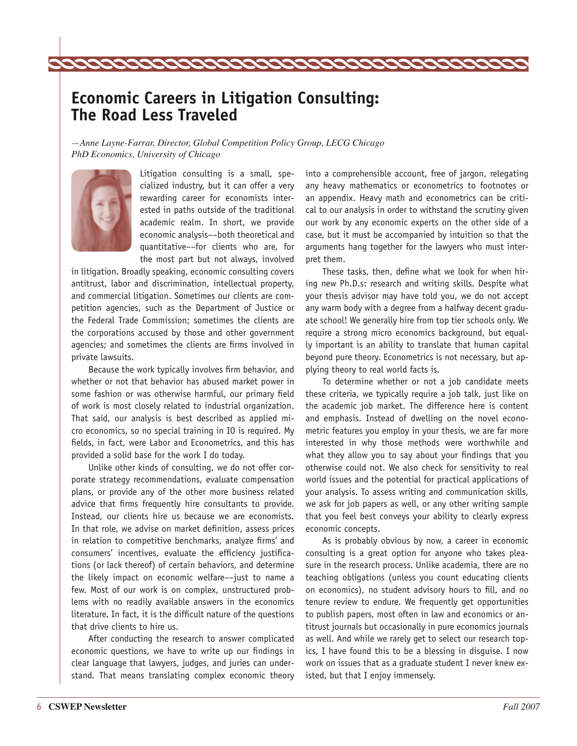# Economic Careers in Litigation Consulting: The Road Less Traveled

*—Anne Layne-Farrar, Director, Global Competition Policy Group, LECG Chicago*
*PhD Economics, University of Chicago*

Litigation consulting is a small, specialized industry, but it can offer a very rewarding career for economists interested in paths outside of the traditional academic realm. In short, we provide economic analysis––both theoretical and quantitative––for clients who are, for the most part but not always, involved in litigation. Broadly speaking, economic consulting covers antitrust, labor and discrimination, intellectual property, and commercial litigation. Sometimes our clients are competition agencies, such as the Department of Justice or the Federal Trade Commission; sometimes the clients are the corporations accused by those and other government agencies; and sometimes the clients are firms involved in private lawsuits.

Because the work typically involves firm behavior, and whether or not that behavior has abused market power in some fashion or was otherwise harmful, our primary field of work is most closely related to industrial organization. That said, our analysis is best described as applied micro economics, so no special training in IO is required. My fields, in fact, were Labor and Econometrics, and this has provided a solid base for the work I do today.

Unlike other kinds of consulting, we do not offer corporate strategy recommendations, evaluate compensation plans, or provide any of the other more business related advice that firms frequently hire consultants to provide. Instead, our clients hire us because we are economists. In that role, we advise on market definition, assess prices in relation to competitive benchmarks, analyze firms' and consumers' incentives, evaluate the efficiency justifications (or lack thereof) of certain behaviors, and determine the likely impact on economic welfare––just to name a few. Most of our work is on complex, unstructured problems with no readily available answers in the economics literature. In fact, it is the difficult nature of the questions that drive clients to hire us.

After conducting the research to answer complicated economic questions, we have to write up our findings in clear language that lawyers, judges, and juries can understand. That means translating complex economic theory into a comprehensible account, free of jargon, relegating any heavy mathematics or econometrics to footnotes or an appendix. Heavy math and econometrics can be critical to our analysis in order to withstand the scrutiny given our work by any economic experts on the other side of a case, but it must be accompanied by intuition so that the arguments hang together for the lawyers who must interpret them.

These tasks, then, define what we look for when hiring new Ph.D.s: research and writing skills. Despite what your thesis advisor may have told you, we do not accept any warm body with a degree from a halfway decent graduate school! We generally hire from top tier schools only. We require a strong micro economics background, but equally important is an ability to translate that human capital beyond pure theory. Econometrics is not necessary, but applying theory to real world facts is.

To determine whether or not a job candidate meets these criteria, we typically require a job talk, just like on the academic job market. The difference here is content and emphasis. Instead of dwelling on the novel econometric features you employ in your thesis, we are far more interested in why those methods were worthwhile and what they allow you to say about your findings that you otherwise could not. We also check for sensitivity to real world issues and the potential for practical applications of your analysis. To assess writing and communication skills, we ask for job papers as well, or any other writing sample that you feel best conveys your ability to clearly express economic concepts.

As is probably obvious by now, a career in economic consulting is a great option for anyone who takes pleasure in the research process. Unlike academia, there are no teaching obligations (unless you count educating clients on economics), no student advisory hours to fill, and no tenure review to endure. We frequently get opportunities to publish papers, most often in law and economics or antitrust journals but occasionally in pure economics journals as well. And while we rarely get to select our research topics, I have found this to be a blessing in disguise. I now work on issues that as a graduate student I never knew existed, but that I enjoy immensely.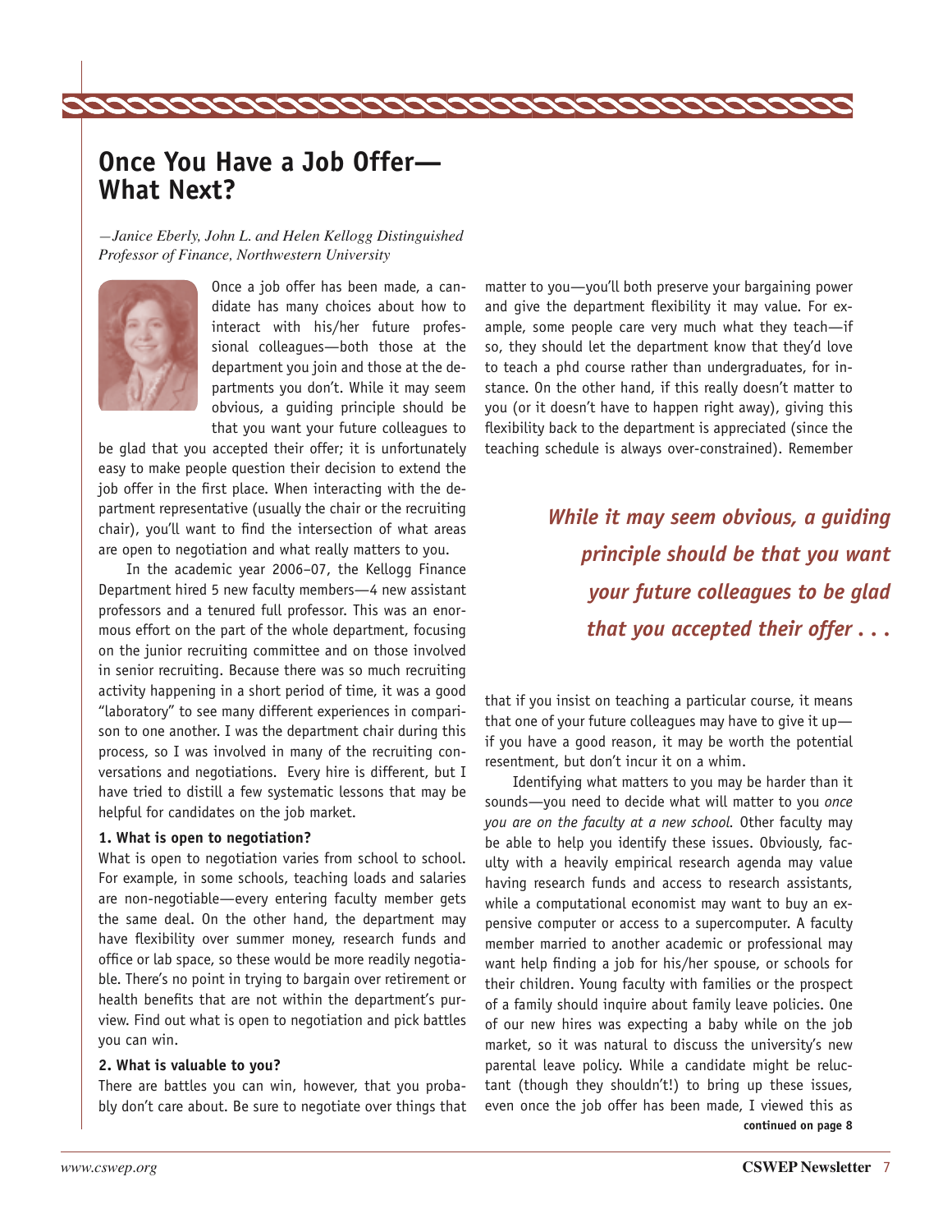# Once You Have a Job Offer—What Next?

*—Janice Eberly, John L. and Helen Kellogg Distinguished Professor of Finance, Northwestern University*

Once a job offer has been made, a candidate has many choices about how to interact with his/her future professional colleagues—both those at the department you join and those at the departments you don't. While it may seem obvious, a guiding principle should be that you want your future colleagues to be glad that you accepted their offer; it is unfortunately easy to make people question their decision to extend the job offer in the first place. When interacting with the department representative (usually the chair or the recruiting chair), you'll want to find the intersection of what areas are open to negotiation and what really matters to you.

In the academic year 2006–07, the Kellogg Finance Department hired 5 new faculty members—4 new assistant professors and a tenured full professor. This was an enormous effort on the part of the whole department, focusing on the junior recruiting committee and on those involved in senior recruiting. Because there was so much recruiting activity happening in a short period of time, it was a good "laboratory" to see many different experiences in comparison to one another. I was the department chair during this process, so I was involved in many of the recruiting conversations and negotiations. Every hire is different, but I have tried to distill a few systematic lessons that may be helpful for candidates on the job market.

**1. What is open to negotiation?**

What is open to negotiation varies from school to school. For example, in some schools, teaching loads and salaries are non-negotiable—every entering faculty member gets the same deal. On the other hand, the department may have flexibility over summer money, research funds and office or lab space, so these would be more readily negotiable. There's no point in trying to bargain over retirement or health benefits that are not within the department's purview. Find out what is open to negotiation and pick battles you can win.

**2. What is valuable to you?**

There are battles you can win, however, that you probably don't care about. Be sure to negotiate over things that matter to you—you'll both preserve your bargaining power and give the department flexibility it may value. For example, some people care very much what they teach—if so, they should let the department know that they'd love to teach a phd course rather than undergraduates, for instance. On the other hand, if this really doesn't matter to you (or it doesn't have to happen right away), giving this flexibility back to the department is appreciated (since the teaching schedule is always over-constrained). Remember that if you insist on teaching a particular course, it means that one of your future colleagues may have to give it up—if you have a good reason, it may be worth the potential resentment, but don't incur it on a whim.

> ***While it may seem obvious, a guiding principle should be that you want your future colleagues to be glad that you accepted their offer . . .***

Identifying what matters to you may be harder than it sounds—you need to decide what will matter to you *once you are on the faculty at a new school.* Other faculty may be able to help you identify these issues. Obviously, faculty with a heavily empirical research agenda may value having research funds and access to research assistants, while a computational economist may want to buy an expensive computer or access to a supercomputer. A faculty member married to another academic or professional may want help finding a job for his/her spouse, or schools for their children. Young faculty with families or the prospect of a family should inquire about family leave policies. One of our new hires was expecting a baby while on the job market, so it was natural to discuss the university's new parental leave policy. While a candidate might be reluctant (though they shouldn't!) to bring up these issues, even once the job offer has been made, I viewed this as

**continued on page 8**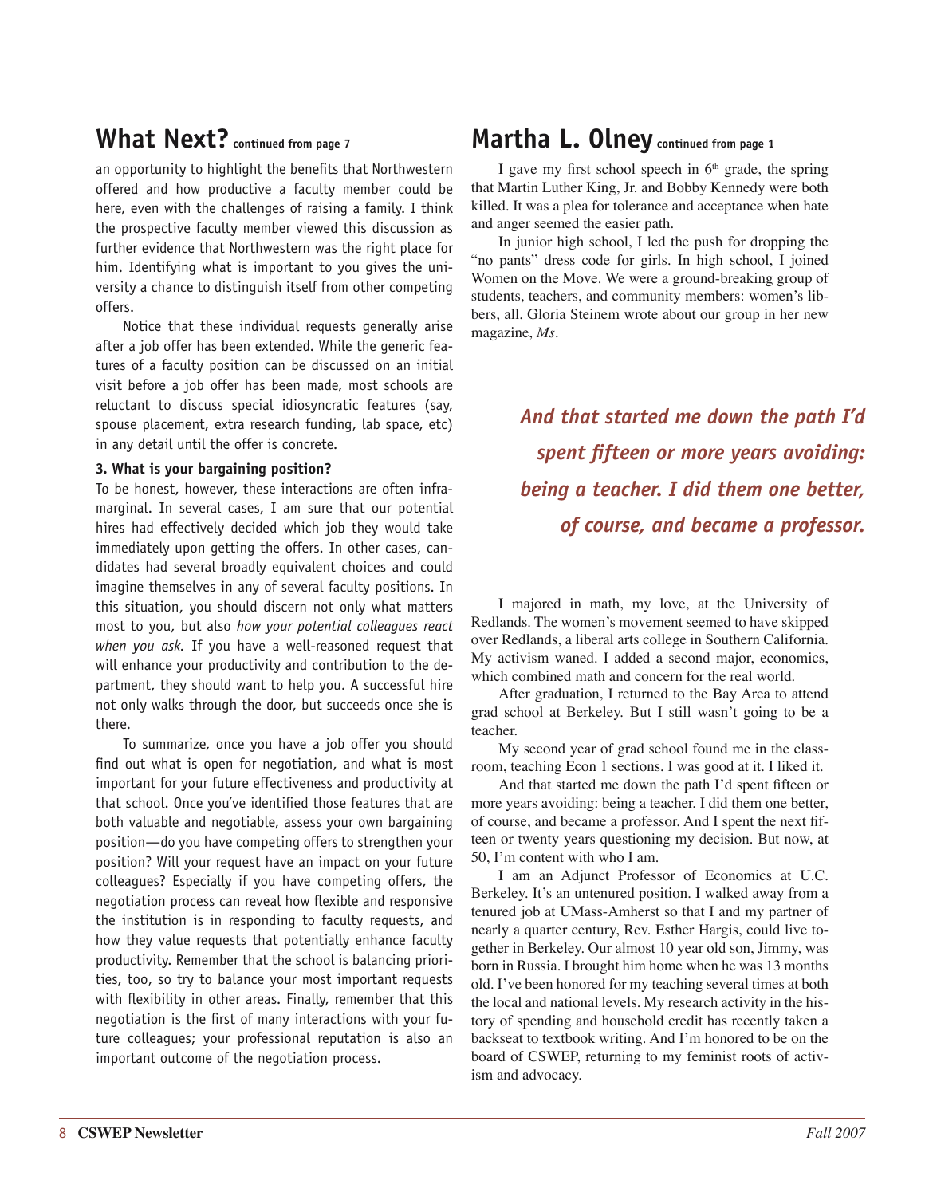## What Next? continued from page 7

an opportunity to highlight the benefits that Northwestern offered and how productive a faculty member could be here, even with the challenges of raising a family. I think the prospective faculty member viewed this discussion as further evidence that Northwestern was the right place for him. Identifying what is important to you gives the university a chance to distinguish itself from other competing offers.

Notice that these individual requests generally arise after a job offer has been extended. While the generic features of a faculty position can be discussed on an initial visit before a job offer has been made, most schools are reluctant to discuss special idiosyncratic features (say, spouse placement, extra research funding, lab space, etc) in any detail until the offer is concrete.

**3. What is your bargaining position?**

To be honest, however, these interactions are often inframarginal. In several cases, I am sure that our potential hires had effectively decided which job they would take immediately upon getting the offers. In other cases, candidates had several broadly equivalent choices and could imagine themselves in any of several faculty positions. In this situation, you should discern not only what matters most to you, but also *how your potential colleagues react when you ask*. If you have a well-reasoned request that will enhance your productivity and contribution to the department, they should want to help you. A successful hire not only walks through the door, but succeeds once she is there.

To summarize, once you have a job offer you should find out what is open for negotiation, and what is most important for your future effectiveness and productivity at that school. Once you've identified those features that are both valuable and negotiable, assess your own bargaining position—do you have competing offers to strengthen your position? Will your request have an impact on your future colleagues? Especially if you have competing offers, the negotiation process can reveal how flexible and responsive the institution is in responding to faculty requests, and how they value requests that potentially enhance faculty productivity. Remember that the school is balancing priorities, too, so try to balance your most important requests with flexibility in other areas. Finally, remember that this negotiation is the first of many interactions with your future colleagues; your professional reputation is also an important outcome of the negotiation process.

## Martha L. Olney continued from page 1

I gave my first school speech in 6th grade, the spring that Martin Luther King, Jr. and Bobby Kennedy were both killed. It was a plea for tolerance and acceptance when hate and anger seemed the easier path.

In junior high school, I led the push for dropping the "no pants" dress code for girls. In high school, I joined Women on the Move. We were a ground-breaking group of students, teachers, and community members: women's libbers, all. Gloria Steinem wrote about our group in her new magazine, *Ms*.

***And that started me down the path I'd spent fifteen or more years avoiding: being a teacher. I did them one better, of course, and became a professor.***

I majored in math, my love, at the University of Redlands. The women's movement seemed to have skipped over Redlands, a liberal arts college in Southern California. My activism waned. I added a second major, economics, which combined math and concern for the real world.

After graduation, I returned to the Bay Area to attend grad school at Berkeley. But I still wasn't going to be a teacher.

My second year of grad school found me in the classroom, teaching Econ 1 sections. I was good at it. I liked it.

And that started me down the path I'd spent fifteen or more years avoiding: being a teacher. I did them one better, of course, and became a professor. And I spent the next fifteen or twenty years questioning my decision. But now, at 50, I'm content with who I am.

I am an Adjunct Professor of Economics at U.C. Berkeley. It's an untenured position. I walked away from a tenured job at UMass-Amherst so that I and my partner of nearly a quarter century, Rev. Esther Hargis, could live together in Berkeley. Our almost 10 year old son, Jimmy, was born in Russia. I brought him home when he was 13 months old. I've been honored for my teaching several times at both the local and national levels. My research activity in the history of spending and household credit has recently taken a backseat to textbook writing. And I'm honored to be on the board of CSWEP, returning to my feminist roots of activism and advocacy.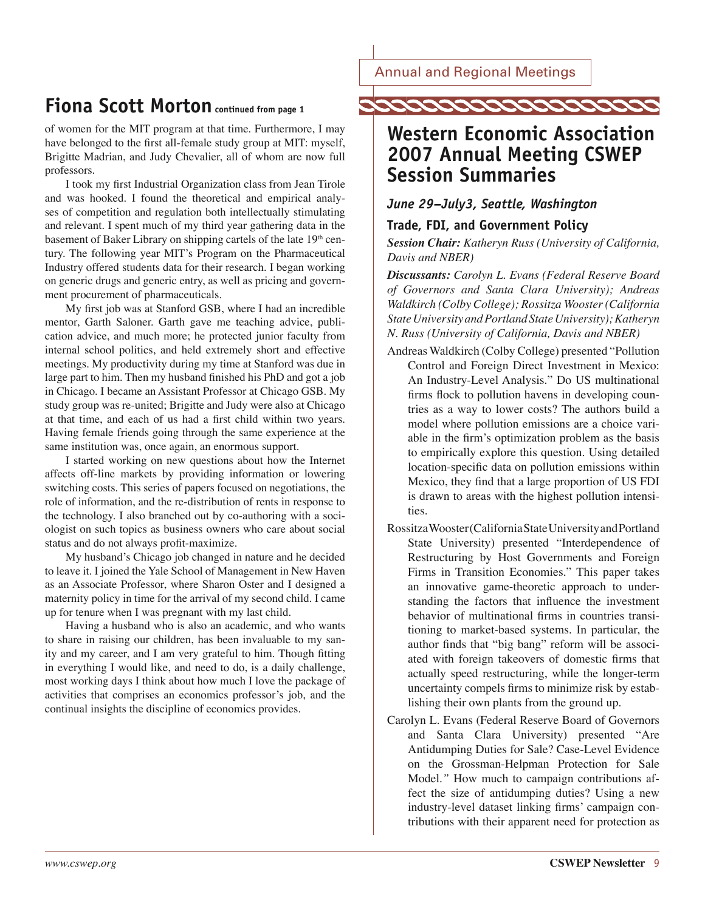## Fiona Scott Morton continued from page 1

of women for the MIT program at that time. Furthermore, I may have belonged to the first all-female study group at MIT: myself, Brigitte Madrian, and Judy Chevalier, all of whom are now full professors.

I took my first Industrial Organization class from Jean Tirole and was hooked. I found the theoretical and empirical analyses of competition and regulation both intellectually stimulating and relevant. I spent much of my third year gathering data in the basement of Baker Library on shipping cartels of the late 19th century. The following year MIT's Program on the Pharmaceutical Industry offered students data for their research. I began working on generic drugs and generic entry, as well as pricing and government procurement of pharmaceuticals.

My first job was at Stanford GSB, where I had an incredible mentor, Garth Saloner. Garth gave me teaching advice, publication advice, and much more; he protected junior faculty from internal school politics, and held extremely short and effective meetings. My productivity during my time at Stanford was due in large part to him. Then my husband finished his PhD and got a job in Chicago. I became an Assistant Professor at Chicago GSB. My study group was re-united; Brigitte and Judy were also at Chicago at that time, and each of us had a first child within two years. Having female friends going through the same experience at the same institution was, once again, an enormous support.

I started working on new questions about how the Internet affects off-line markets by providing information or lowering switching costs. This series of papers focused on negotiations, the role of information, and the re-distribution of rents in response to the technology. I also branched out by co-authoring with a sociologist on such topics as business owners who care about social status and do not always profit-maximize.

My husband's Chicago job changed in nature and he decided to leave it. I joined the Yale School of Management in New Haven as an Associate Professor, where Sharon Oster and I designed a maternity policy in time for the arrival of my second child. I came up for tenure when I was pregnant with my last child.

Having a husband who is also an academic, and who wants to share in raising our children, has been invaluable to my sanity and my career, and I am very grateful to him. Though fitting in everything I would like, and need to do, is a daily challenge, most working days I think about how much I love the package of activities that comprises an economics professor's job, and the continual insights the discipline of economics provides.

Annual and Regional Meetings

# Western Economic Association 2007 Annual Meeting CSWEP Session Summaries

### *June 29–July3, Seattle, Washington*

### Trade, FDI, and Government Policy

***Session Chair:*** *Katheryn Russ (University of California, Davis and NBER)*

***Discussants:*** *Carolyn L. Evans (Federal Reserve Board of Governors and Santa Clara University); Andreas Waldkirch (Colby College); Rossitza Wooster (California State University and Portland State University); Katheryn N. Russ (University of California, Davis and NBER)*

Andreas Waldkirch (Colby College) presented "Pollution Control and Foreign Direct Investment in Mexico: An Industry-Level Analysis." Do US multinational firms flock to pollution havens in developing countries as a way to lower costs? The authors build a model where pollution emissions are a choice variable in the firm's optimization problem as the basis to empirically explore this question. Using detailed location-specific data on pollution emissions within Mexico, they find that a large proportion of US FDI is drawn to areas with the highest pollution intensities.

Rossitza Wooster (California State University and Portland State University) presented "Interdependence of Restructuring by Host Governments and Foreign Firms in Transition Economies." This paper takes an innovative game-theoretic approach to understanding the factors that influence the investment behavior of multinational firms in countries transitioning to market-based systems. In particular, the author finds that "big bang" reform will be associated with foreign takeovers of domestic firms that actually speed restructuring, while the longer-term uncertainty compels firms to minimize risk by establishing their own plants from the ground up.

Carolyn L. Evans (Federal Reserve Board of Governors and Santa Clara University) presented "Are Antidumping Duties for Sale? Case-Level Evidence on the Grossman-Helpman Protection for Sale Model." How much to campaign contributions affect the size of antidumping duties? Using a new industry-level dataset linking firms' campaign contributions with their apparent need for protection as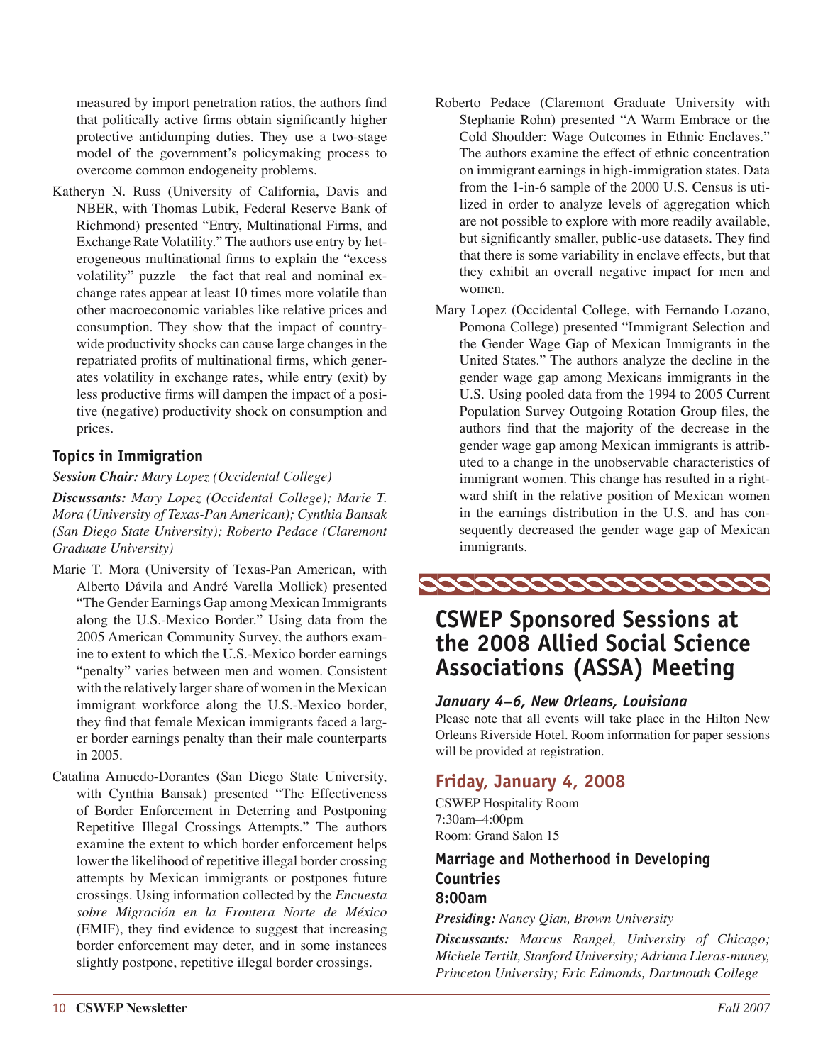measured by import penetration ratios, the authors find that politically active firms obtain significantly higher protective antidumping duties. They use a two-stage model of the government's policymaking process to overcome common endogeneity problems.

Katheryn N. Russ (University of California, Davis and NBER, with Thomas Lubik, Federal Reserve Bank of Richmond) presented "Entry, Multinational Firms, and Exchange Rate Volatility." The authors use entry by heterogeneous multinational firms to explain the "excess volatility" puzzle—the fact that real and nominal exchange rates appear at least 10 times more volatile than other macroeconomic variables like relative prices and consumption. They show that the impact of country-wide productivity shocks can cause large changes in the repatriated profits of multinational firms, which generates volatility in exchange rates, while entry (exit) by less productive firms will dampen the impact of a positive (negative) productivity shock on consumption and prices.

### Topics in Immigration

***Session Chair:*** *Mary Lopez (Occidental College)*

***Discussants:*** *Mary Lopez (Occidental College); Marie T. Mora (University of Texas-Pan American); Cynthia Bansak (San Diego State University); Roberto Pedace (Claremont Graduate University)*

Marie T. Mora (University of Texas-Pan American, with Alberto Dávila and André Varella Mollick) presented "The Gender Earnings Gap among Mexican Immigrants along the U.S.-Mexico Border." Using data from the 2005 American Community Survey, the authors examine to extent to which the U.S.-Mexico border earnings "penalty" varies between men and women. Consistent with the relatively larger share of women in the Mexican immigrant workforce along the U.S.-Mexico border, they find that female Mexican immigrants faced a larger border earnings penalty than their male counterparts in 2005.

Catalina Amuedo-Dorantes (San Diego State University, with Cynthia Bansak) presented "The Effectiveness of Border Enforcement in Deterring and Postponing Repetitive Illegal Crossings Attempts." The authors examine the extent to which border enforcement helps lower the likelihood of repetitive illegal border crossing attempts by Mexican immigrants or postpones future crossings. Using information collected by the *Encuesta sobre Migración en la Frontera Norte de México* (EMIF), they find evidence to suggest that increasing border enforcement may deter, and in some instances slightly postpone, repetitive illegal border crossings.

Roberto Pedace (Claremont Graduate University with Stephanie Rohn) presented "A Warm Embrace or the Cold Shoulder: Wage Outcomes in Ethnic Enclaves." The authors examine the effect of ethnic concentration on immigrant earnings in high-immigration states. Data from the 1-in-6 sample of the 2000 U.S. Census is utilized in order to analyze levels of aggregation which are not possible to explore with more readily available, but significantly smaller, public-use datasets. They find that there is some variability in enclave effects, but that they exhibit an overall negative impact for men and women.

Mary Lopez (Occidental College, with Fernando Lozano, Pomona College) presented "Immigrant Selection and the Gender Wage Gap of Mexican Immigrants in the United States." The authors analyze the decline in the gender wage gap among Mexicans immigrants in the U.S. Using pooled data from the 1994 to 2005 Current Population Survey Outgoing Rotation Group files, the authors find that the majority of the decrease in the gender wage gap among Mexican immigrants is attributed to a change in the unobservable characteristics of immigrant women. This change has resulted in a rightward shift in the relative position of Mexican women in the earnings distribution in the U.S. and has consequently decreased the gender wage gap of Mexican immigrants.

## CSWEP Sponsored Sessions at the 2008 Allied Social Science Associations (ASSA) Meeting

#### *January 4–6, New Orleans, Louisiana*

Please note that all events will take place in the Hilton New Orleans Riverside Hotel. Room information for paper sessions will be provided at registration.

### Friday, January 4, 2008

CSWEP Hospitality Room
7:30am–4:00pm
Room: Grand Salon 15

#### Marriage and Motherhood in Developing Countries
#### 8:00am

***Presiding:*** *Nancy Qian, Brown University*

***Discussants:*** *Marcus Rangel, University of Chicago; Michele Tertilt, Stanford University; Adriana Lleras-muney, Princeton University; Eric Edmonds, Dartmouth College*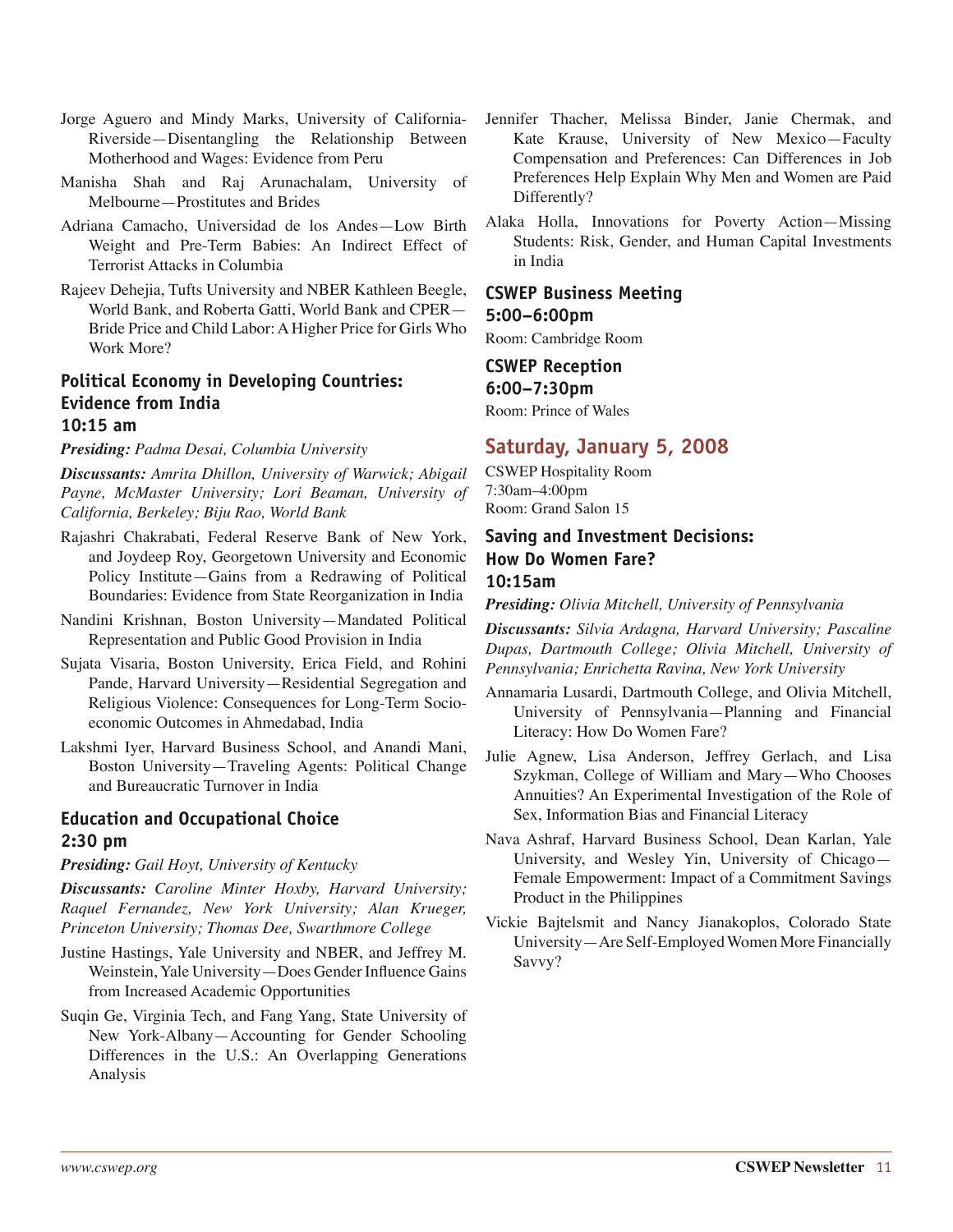Jorge Aguero and Mindy Marks, University of California-Riverside—Disentangling the Relationship Between Motherhood and Wages: Evidence from Peru

Manisha Shah and Raj Arunachalam, University of Melbourne—Prostitutes and Brides

Adriana Camacho, Universidad de los Andes—Low Birth Weight and Pre-Term Babies: An Indirect Effect of Terrorist Attacks in Columbia

Rajeev Dehejia, Tufts University and NBER Kathleen Beegle, World Bank, and Roberta Gatti, World Bank and CPER—Bride Price and Child Labor: A Higher Price for Girls Who Work More?

### Political Economy in Developing Countries: Evidence from India
### 10:15 am

***Presiding:*** *Padma Desai, Columbia University*

***Discussants:*** *Amrita Dhillon, University of Warwick; Abigail Payne, McMaster University; Lori Beaman, University of California, Berkeley; Biju Rao, World Bank*

Rajashri Chakrabati, Federal Reserve Bank of New York, and Joydeep Roy, Georgetown University and Economic Policy Institute—Gains from a Redrawing of Political Boundaries: Evidence from State Reorganization in India

Nandini Krishnan, Boston University—Mandated Political Representation and Public Good Provision in India

Sujata Visaria, Boston University, Erica Field, and Rohini Pande, Harvard University—Residential Segregation and Religious Violence: Consequences for Long-Term Socio-economic Outcomes in Ahmedabad, India

Lakshmi Iyer, Harvard Business School, and Anandi Mani, Boston University—Traveling Agents: Political Change and Bureaucratic Turnover in India

### Education and Occupational Choice
### 2:30 pm

***Presiding:*** *Gail Hoyt, University of Kentucky*

***Discussants:*** *Caroline Minter Hoxby, Harvard University; Raquel Fernandez, New York University; Alan Krueger, Princeton University; Thomas Dee, Swarthmore College*

Justine Hastings, Yale University and NBER, and Jeffrey M. Weinstein, Yale University—Does Gender Influence Gains from Increased Academic Opportunities

Suqin Ge, Virginia Tech, and Fang Yang, State University of New York-Albany—Accounting for Gender Schooling Differences in the U.S.: An Overlapping Generations Analysis

Jennifer Thacher, Melissa Binder, Janie Chermak, and Kate Krause, University of New Mexico—Faculty Compensation and Preferences: Can Differences in Job Preferences Help Explain Why Men and Women are Paid Differently?

Alaka Holla, Innovations for Poverty Action—Missing Students: Risk, Gender, and Human Capital Investments in India

### CSWEP Business Meeting
### 5:00–6:00pm

Room: Cambridge Room

### CSWEP Reception
### 6:00–7:30pm

Room: Prince of Wales

## Saturday, January 5, 2008

CSWEP Hospitality Room
7:30am–4:00pm
Room: Grand Salon 15

### Saving and Investment Decisions: How Do Women Fare?
### 10:15am

***Presiding:*** *Olivia Mitchell, University of Pennsylvania*

***Discussants:*** *Silvia Ardagna, Harvard University; Pascaline Dupas, Dartmouth College; Olivia Mitchell, University of Pennsylvania; Enrichetta Ravina, New York University*

Annamaria Lusardi, Dartmouth College, and Olivia Mitchell, University of Pennsylvania—Planning and Financial Literacy: How Do Women Fare?

Julie Agnew, Lisa Anderson, Jeffrey Gerlach, and Lisa Szykman, College of William and Mary—Who Chooses Annuities? An Experimental Investigation of the Role of Sex, Information Bias and Financial Literacy

Nava Ashraf, Harvard Business School, Dean Karlan, Yale University, and Wesley Yin, University of Chicago—Female Empowerment: Impact of a Commitment Savings Product in the Philippines

Vickie Bajtelsmit and Nancy Jianakoplos, Colorado State University—Are Self-Employed Women More Financially Savvy?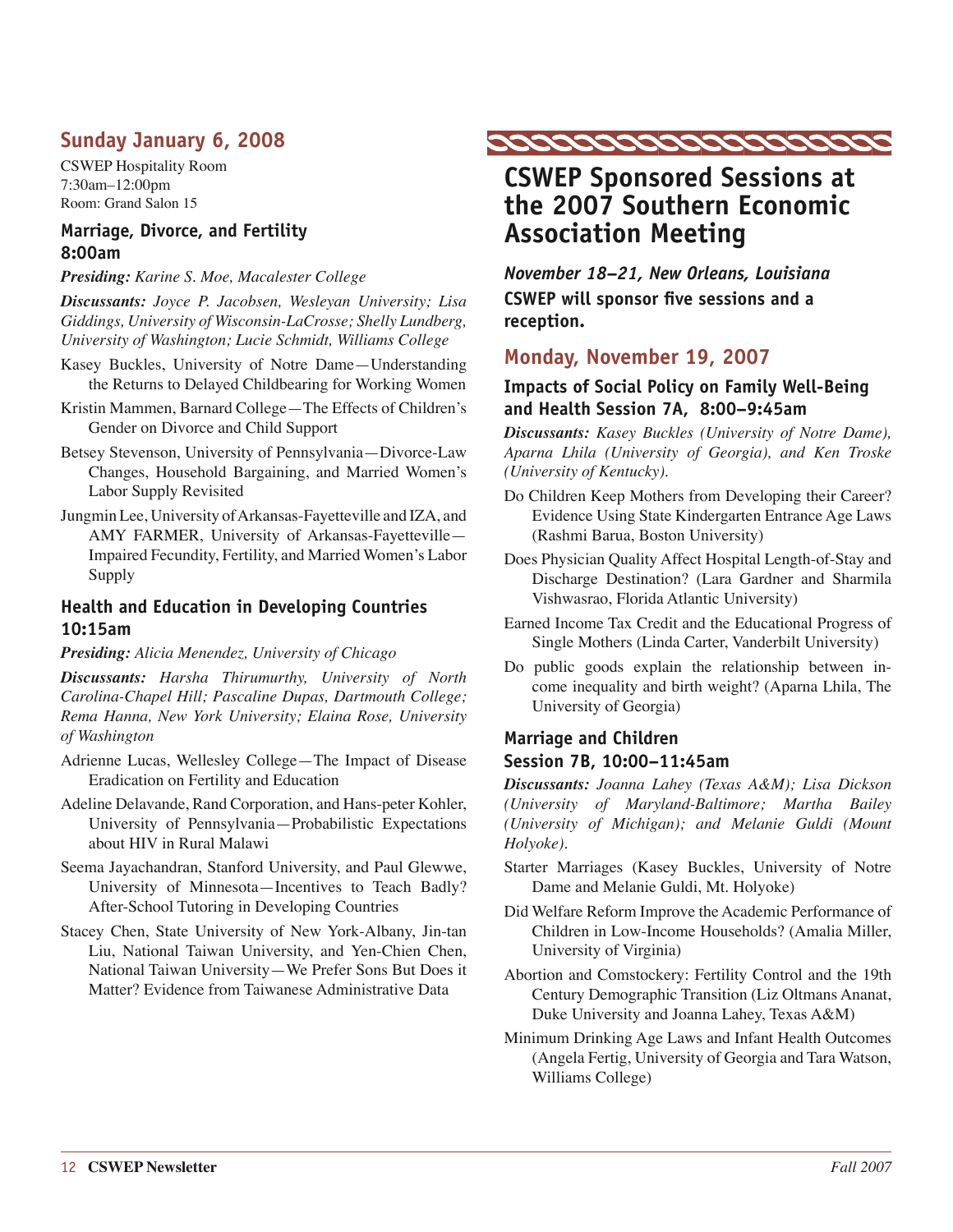## Sunday January 6, 2008

CSWEP Hospitality Room
7:30am–12:00pm
Room: Grand Salon 15

### Marriage, Divorce, and Fertility 8:00am

***Presiding:*** *Karine S. Moe, Macalester College*

***Discussants:*** *Joyce P. Jacobsen, Wesleyan University; Lisa Giddings, University of Wisconsin-LaCrosse; Shelly Lundberg, University of Washington; Lucie Schmidt, Williams College*

- Kasey Buckles, University of Notre Dame—Understanding the Returns to Delayed Childbearing for Working Women
- Kristin Mammen, Barnard College—The Effects of Children's Gender on Divorce and Child Support
- Betsey Stevenson, University of Pennsylvania—Divorce-Law Changes, Household Bargaining, and Married Women's Labor Supply Revisited
- Jungmin Lee, University of Arkansas-Fayetteville and IZA, and AMY FARMER, University of Arkansas-Fayetteville—Impaired Fecundity, Fertility, and Married Women's Labor Supply

### Health and Education in Developing Countries 10:15am

***Presiding:*** *Alicia Menendez, University of Chicago*

***Discussants:*** *Harsha Thirumurthy, University of North Carolina-Chapel Hill; Pascaline Dupas, Dartmouth College; Rema Hanna, New York University; Elaina Rose, University of Washington*

- Adrienne Lucas, Wellesley College—The Impact of Disease Eradication on Fertility and Education
- Adeline Delavande, Rand Corporation, and Hans-peter Kohler, University of Pennsylvania—Probabilistic Expectations about HIV in Rural Malawi
- Seema Jayachandran, Stanford University, and Paul Glewwe, University of Minnesota—Incentives to Teach Badly? After-School Tutoring in Developing Countries
- Stacey Chen, State University of New York-Albany, Jin-tan Liu, National Taiwan University, and Yen-Chien Chen, National Taiwan University—We Prefer Sons But Does it Matter? Evidence from Taiwanese Administrative Data

# CSWEP Sponsored Sessions at the 2007 Southern Economic Association Meeting

***November 18–21, New Orleans, Louisiana***

**CSWEP will sponsor five sessions and a reception.**

## Monday, November 19, 2007

### Impacts of Social Policy on Family Well-Being and Health Session 7A, 8:00–9:45am

***Discussants:*** *Kasey Buckles (University of Notre Dame), Aparna Lhila (University of Georgia), and Ken Troske (University of Kentucky).*

- Do Children Keep Mothers from Developing their Career? Evidence Using State Kindergarten Entrance Age Laws (Rashmi Barua, Boston University)
- Does Physician Quality Affect Hospital Length-of-Stay and Discharge Destination? (Lara Gardner and Sharmila Vishwasrao, Florida Atlantic University)
- Earned Income Tax Credit and the Educational Progress of Single Mothers (Linda Carter, Vanderbilt University)
- Do public goods explain the relationship between income inequality and birth weight? (Aparna Lhila, The University of Georgia)

### Marriage and Children Session 7B, 10:00–11:45am

***Discussants:*** *Joanna Lahey (Texas A&M); Lisa Dickson (University of Maryland-Baltimore; Martha Bailey (University of Michigan); and Melanie Guldi (Mount Holyoke).*

- Starter Marriages (Kasey Buckles, University of Notre Dame and Melanie Guldi, Mt. Holyoke)
- Did Welfare Reform Improve the Academic Performance of Children in Low-Income Households? (Amalia Miller, University of Virginia)
- Abortion and Comstockery: Fertility Control and the 19th Century Demographic Transition (Liz Oltmans Ananat, Duke University and Joanna Lahey, Texas A&M)
- Minimum Drinking Age Laws and Infant Health Outcomes (Angela Fertig, University of Georgia and Tara Watson, Williams College)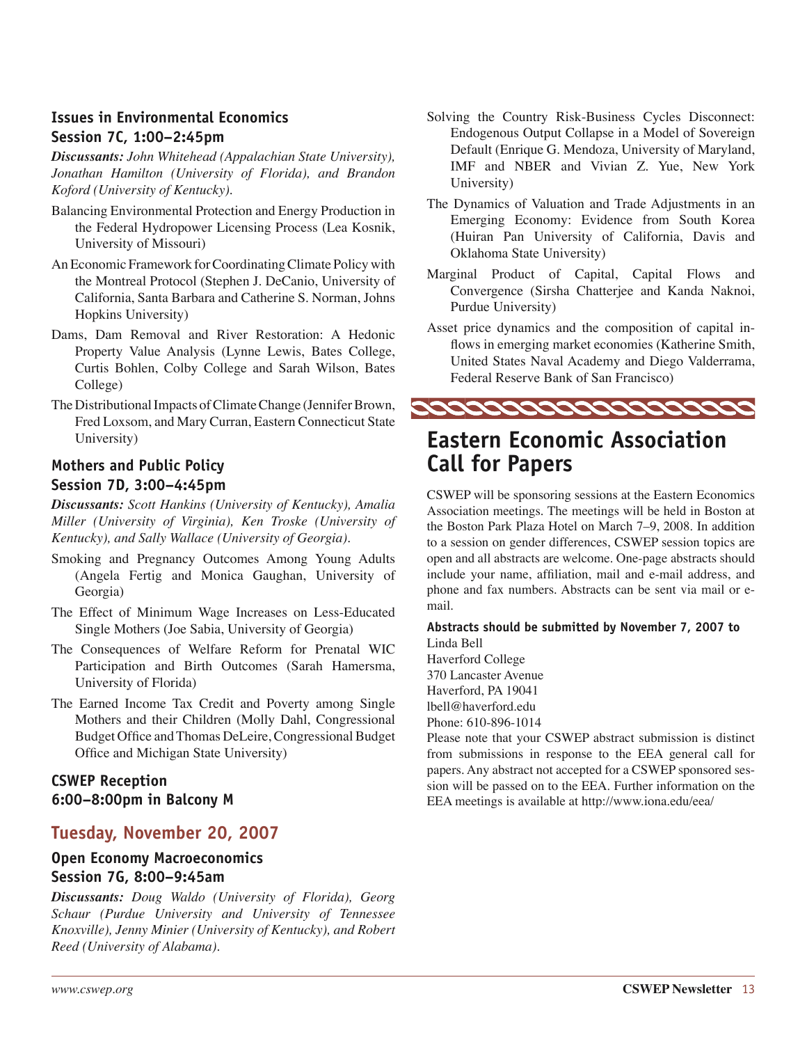### Issues in Environmental Economics
### Session 7C, 1:00–2:45pm

***Discussants:*** *John Whitehead (Appalachian State University), Jonathan Hamilton (University of Florida), and Brandon Koford (University of Kentucky).*

Balancing Environmental Protection and Energy Production in the Federal Hydropower Licensing Process (Lea Kosnik, University of Missouri)

An Economic Framework for Coordinating Climate Policy with the Montreal Protocol (Stephen J. DeCanio, University of California, Santa Barbara and Catherine S. Norman, Johns Hopkins University)

Dams, Dam Removal and River Restoration: A Hedonic Property Value Analysis (Lynne Lewis, Bates College, Curtis Bohlen, Colby College and Sarah Wilson, Bates College)

The Distributional Impacts of Climate Change (Jennifer Brown, Fred Loxsom, and Mary Curran, Eastern Connecticut State University)

### Mothers and Public Policy
### Session 7D, 3:00–4:45pm

***Discussants:*** *Scott Hankins (University of Kentucky), Amalia Miller (University of Virginia), Ken Troske (University of Kentucky), and Sally Wallace (University of Georgia).*

Smoking and Pregnancy Outcomes Among Young Adults (Angela Fertig and Monica Gaughan, University of Georgia)

The Effect of Minimum Wage Increases on Less-Educated Single Mothers (Joe Sabia, University of Georgia)

The Consequences of Welfare Reform for Prenatal WIC Participation and Birth Outcomes (Sarah Hamersma, University of Florida)

The Earned Income Tax Credit and Poverty among Single Mothers and their Children (Molly Dahl, Congressional Budget Office and Thomas DeLeire, Congressional Budget Office and Michigan State University)

### CSWEP Reception
### 6:00–8:00pm in Balcony M

## Tuesday, November 20, 2007

### Open Economy Macroeconomics
### Session 7G, 8:00–9:45am

***Discussants:*** *Doug Waldo (University of Florida), Georg Schaur (Purdue University and University of Tennessee Knoxville), Jenny Minier (University of Kentucky), and Robert Reed (University of Alabama).*

Solving the Country Risk-Business Cycles Disconnect: Endogenous Output Collapse in a Model of Sovereign Default (Enrique G. Mendoza, University of Maryland, IMF and NBER and Vivian Z. Yue, New York University)

The Dynamics of Valuation and Trade Adjustments in an Emerging Economy: Evidence from South Korea (Huiran Pan University of California, Davis and Oklahoma State University)

Marginal Product of Capital, Capital Flows and Convergence (Sirsha Chatterjee and Kanda Naknoi, Purdue University)

Asset price dynamics and the composition of capital inflows in emerging market economies (Katherine Smith, United States Naval Academy and Diego Valderrama, Federal Reserve Bank of San Francisco)

## Eastern Economic Association Call for Papers

CSWEP will be sponsoring sessions at the Eastern Economics Association meetings. The meetings will be held in Boston at the Boston Park Plaza Hotel on March 7–9, 2008. In addition to a session on gender differences, CSWEP session topics are open and all abstracts are welcome. One-page abstracts should include your name, affiliation, mail and e-mail address, and phone and fax numbers. Abstracts can be sent via mail or e-mail.

**Abstracts should be submitted by November 7, 2007 to**

Linda Bell
Haverford College
370 Lancaster Avenue
Haverford, PA 19041
lbell@haverford.edu
Phone: 610-896-1014

Please note that your CSWEP abstract submission is distinct from submissions in response to the EEA general call for papers. Any abstract not accepted for a CSWEP sponsored session will be passed on to the EEA. Further information on the EEA meetings is available at http://www.iona.edu/eea/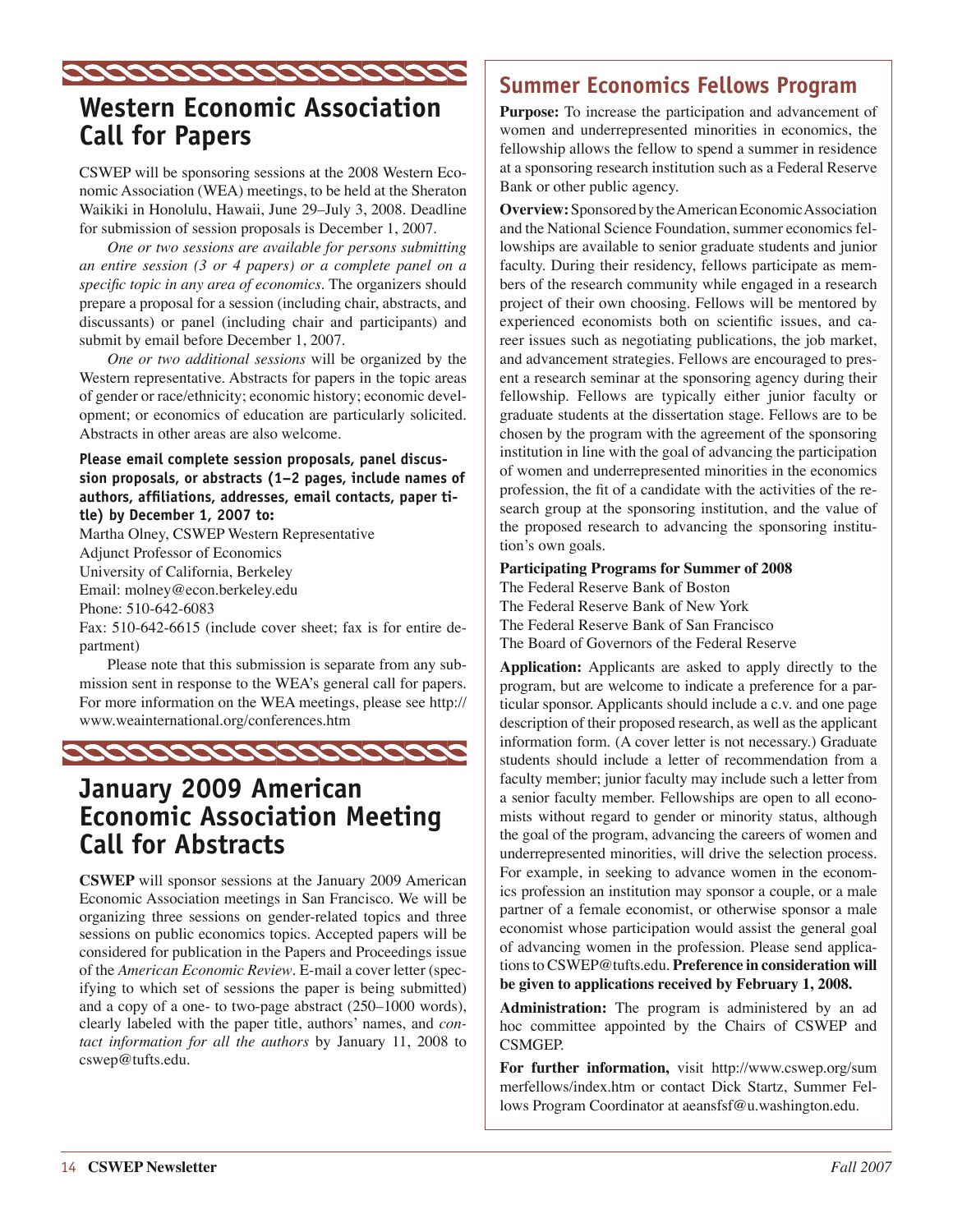## Western Economic Association Call for Papers

CSWEP will be sponsoring sessions at the 2008 Western Economic Association (WEA) meetings, to be held at the Sheraton Waikiki in Honolulu, Hawaii, June 29–July 3, 2008. Deadline for submission of session proposals is December 1, 2007.

*One or two sessions are available for persons submitting an entire session (3 or 4 papers) or a complete panel on a specific topic in any area of economics*. The organizers should prepare a proposal for a session (including chair, abstracts, and discussants) or panel (including chair and participants) and submit by email before December 1, 2007.

*One or two additional sessions* will be organized by the Western representative. Abstracts for papers in the topic areas of gender or race/ethnicity; economic history; economic development; or economics of education are particularly solicited. Abstracts in other areas are also welcome.

**Please email complete session proposals, panel discussion proposals, or abstracts (1–2 pages, include names of authors, affiliations, addresses, email contacts, paper title) by December 1, 2007 to:**

Martha Olney, CSWEP Western Representative
Adjunct Professor of Economics
University of California, Berkeley
Email: molney@econ.berkeley.edu
Phone: 510-642-6083
Fax: 510-642-6615 (include cover sheet; fax is for entire department)

Please note that this submission is separate from any submission sent in response to the WEA's general call for papers. For more information on the WEA meetings, please see http://www.weainternational.org/conferences.htm

## January 2009 American Economic Association Meeting Call for Abstracts

**CSWEP** will sponsor sessions at the January 2009 American Economic Association meetings in San Francisco. We will be organizing three sessions on gender-related topics and three sessions on public economics topics. Accepted papers will be considered for publication in the Papers and Proceedings issue of the *American Economic Review*. E-mail a cover letter (specifying to which set of sessions the paper is being submitted) and a copy of a one- to two-page abstract (250–1000 words), clearly labeled with the paper title, authors' names, and *contact information for all the authors* by January 11, 2008 to cswep@tufts.edu.

## Summer Economics Fellows Program

**Purpose:** To increase the participation and advancement of women and underrepresented minorities in economics, the fellowship allows the fellow to spend a summer in residence at a sponsoring research institution such as a Federal Reserve Bank or other public agency.

**Overview:** Sponsored by the American Economic Association and the National Science Foundation, summer economics fellowships are available to senior graduate students and junior faculty. During their residency, fellows participate as members of the research community while engaged in a research project of their own choosing. Fellows will be mentored by experienced economists both on scientific issues, and career issues such as negotiating publications, the job market, and advancement strategies. Fellows are encouraged to present a research seminar at the sponsoring agency during their fellowship. Fellows are typically either junior faculty or graduate students at the dissertation stage. Fellows are to be chosen by the program with the agreement of the sponsoring institution in line with the goal of advancing the participation of women and underrepresented minorities in the economics profession, the fit of a candidate with the activities of the research group at the sponsoring institution, and the value of the proposed research to advancing the sponsoring institution's own goals.

**Participating Programs for Summer of 2008**

The Federal Reserve Bank of Boston
The Federal Reserve Bank of New York
The Federal Reserve Bank of San Francisco
The Board of Governors of the Federal Reserve

**Application:** Applicants are asked to apply directly to the program, but are welcome to indicate a preference for a particular sponsor. Applicants should include a c.v. and one page description of their proposed research, as well as the applicant information form. (A cover letter is not necessary.) Graduate students should include a letter of recommendation from a faculty member; junior faculty may include such a letter from a senior faculty member. Fellowships are open to all economists without regard to gender or minority status, although the goal of the program, advancing the careers of women and underrepresented minorities, will drive the selection process. For example, in seeking to advance women in the economics profession an institution may sponsor a couple, or a male partner of a female economist, or otherwise sponsor a male economist whose participation would assist the general goal of advancing women in the profession. Please send applications to CSWEP@tufts.edu. **Preference in consideration will be given to applications received by February 1, 2008.**

**Administration:** The program is administered by an ad hoc committee appointed by the Chairs of CSWEP and CSMGEP.

**For further information,** visit http://www.cswep.org/summerfellows/index.htm or contact Dick Startz, Summer Fellows Program Coordinator at aeansfsf@u.washington.edu.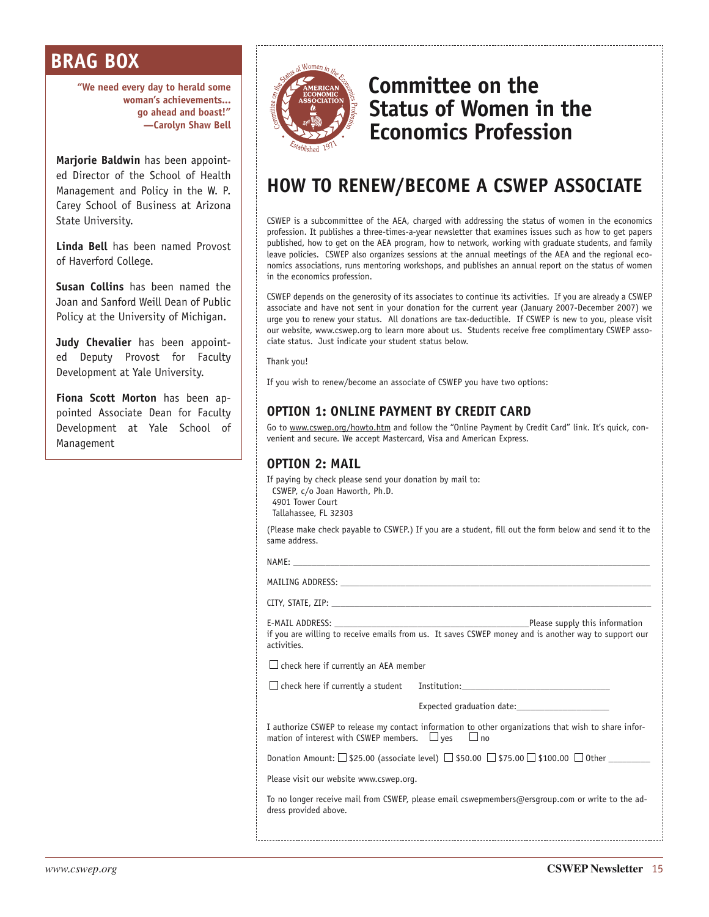## BRAG BOX

**"We need every day to herald some woman's achievements... go ahead and boast!" —Carolyn Shaw Bell**

**Marjorie Baldwin** has been appointed Director of the School of Health Management and Policy in the W. P. Carey School of Business at Arizona State University.

**Linda Bell** has been named Provost of Haverford College.

**Susan Collins** has been named the Joan and Sanford Weill Dean of Public Policy at the University of Michigan.

**Judy Chevalier** has been appointed Deputy Provost for Faculty Development at Yale University.

**Fiona Scott Morton** has been appointed Associate Dean for Faculty Development at Yale School of Management

# Committee on the Status of Women in the Economics Profession

## HOW TO RENEW/BECOME A CSWEP ASSOCIATE

CSWEP is a subcommittee of the AEA, charged with addressing the status of women in the economics profession. It publishes a three-times-a-year newsletter that examines issues such as how to get papers published, how to get on the AEA program, how to network, working with graduate students, and family leave policies. CSWEP also organizes sessions at the annual meetings of the AEA and the regional economics associations, runs mentoring workshops, and publishes an annual report on the status of women in the economics profession.

CSWEP depends on the generosity of its associates to continue its activities. If you are already a CSWEP associate and have not sent in your donation for the current year (January 2007-December 2007) we urge you to renew your status. All donations are tax-deductible. If CSWEP is new to you, please visit our website, www.cswep.org to learn more about us. Students receive free complimentary CSWEP associate status. Just indicate your student status below.

Thank you!

If you wish to renew/become an associate of CSWEP you have two options:

### OPTION 1: ONLINE PAYMENT BY CREDIT CARD

Go to www.cswep.org/howto.htm and follow the "Online Payment by Credit Card" link. It's quick, convenient and secure. We accept Mastercard, Visa and American Express.

### OPTION 2: MAIL

If paying by check please send your donation by mail to:
CSWEP, c/o Joan Haworth, Ph.D.
4901 Tower Court
Tallahassee, FL 32303

(Please make check payable to CSWEP.) If you are a student, fill out the form below and send it to the same address.

NAME: ______________________________

MAILING ADDRESS: ______________________________

CITY, STATE, ZIP: ______________________________

E-MAIL ADDRESS: ______________________________ Please supply this information if you are willing to receive emails from us. It saves CSWEP money and is another way to support our activities.

☐ check here if currently an AEA member

☐ check here if currently a student   Institution: ______________________

Expected graduation date: ______________

I authorize CSWEP to release my contact information to other organizations that wish to share information of interest with CSWEP members. ☐ yes ☐ no

Donation Amount: ☐ $25.00 (associate level) ☐ $50.00 ☐ $75.00 ☐ $100.00 ☐ Other ________

Please visit our website www.cswep.org.

To no longer receive mail from CSWEP, please email cswepmembers@ersgroup.com or write to the address provided above.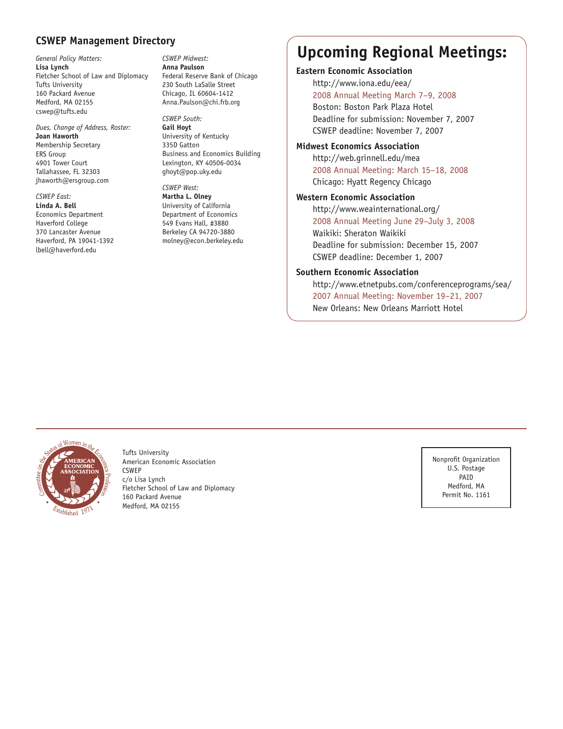## CSWEP Management Directory

*General Policy Matters:*
**Lisa Lynch**
Fletcher School of Law and Diplomacy
Tufts University
160 Packard Avenue
Medford, MA 02155
cswep@tufts.edu

*Dues, Change of Address, Roster:*
**Joan Haworth**
Membership Secretary
ERS Group
4901 Tower Court
Tallahassee, FL 32303
jhaworth@ersgroup.com

*CSWEP East:*
**Linda A. Bell**
Economics Department
Haverford College
370 Lancaster Avenue
Haverford, PA 19041-1392
lbell@haverford.edu

*CSWEP Midwest:*
**Anna Paulson**
Federal Reserve Bank of Chicago
230 South LaSalle Street
Chicago, IL 60604-1412
Anna.Paulson@chi.frb.org

*CSWEP South:*
**Gail Hoyt**
University of Kentucky
335D Gatton
Business and Economics Building
Lexington, KY 40506-0034
ghoyt@pop.uky.edu

*CSWEP West:*
**Martha L. Olney**
University of California
Department of Economics
549 Evans Hall, #3880
Berkeley CA 94720-3880
molney@econ.berkeley.edu

# Upcoming Regional Meetings:

**Eastern Economic Association**
http://www.iona.edu/eea/
2008 Annual Meeting March 7–9, 2008
Boston: Boston Park Plaza Hotel
Deadline for submission: November 7, 2007
CSWEP deadline: November 7, 2007

**Midwest Economics Association**
http://web.grinnell.edu/mea
2008 Annual Meeting: March 15–18, 2008
Chicago: Hyatt Regency Chicago

**Western Economic Association**
http://www.weainternational.org/
2008 Annual Meeting June 29–July 3, 2008
Waikiki: Sheraton Waikiki
Deadline for submission: December 15, 2007
CSWEP deadline: December 1, 2007

**Southern Economic Association**
http://www.etnetpubs.com/conferenceprograms/sea/
2007 Annual Meeting: November 19–21, 2007
New Orleans: New Orleans Marriott Hotel

Committee on the Status of Women in the Economics Profession
AMERICAN ECONOMIC ASSOCIATION
Established 1971

Tufts University
American Economic Association
CSWEP
c/o Lisa Lynch
Fletcher School of Law and Diplomacy
160 Packard Avenue
Medford, MA 02155

Nonprofit Organization
U.S. Postage
PAID
Medford, MA
Permit No. 1161